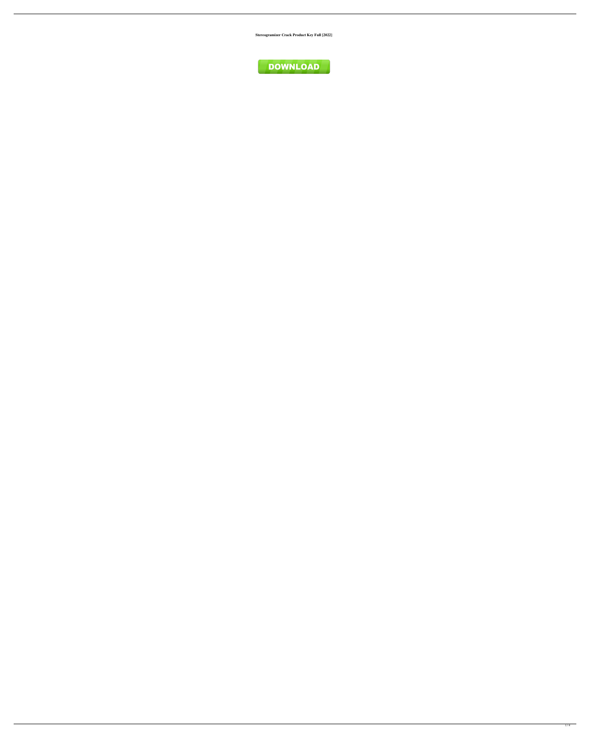**Stereogramizer Crack Product Key Full [2022]**

**DOWNLOAD**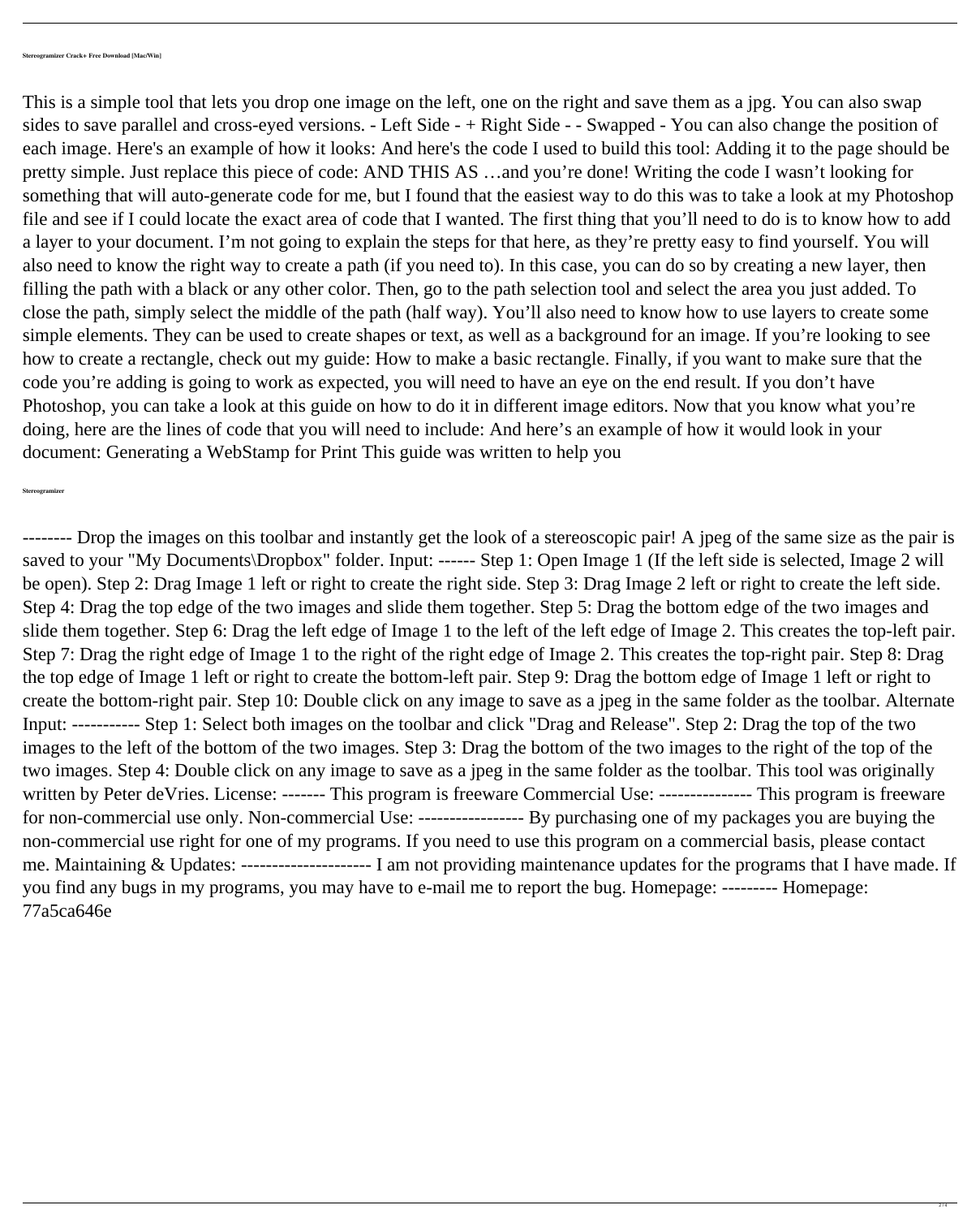**Stereogramizer Crack+ Free Download [Mac/Win]**

This is a simple tool that lets you drop one image on the left, one on the right and save them as a jpg. You can also swap sides to save parallel and cross-eyed versions. - Left Side - + Right Side - - Swapped - You can also change the position of each image. Here's an example of how it looks: And here's the code I used to build this tool: Adding it to the page should be pretty simple. Just replace this piece of code: AND THIS AS …and you're done! Writing the code I wasn't looking for something that will auto-generate code for me, but I found that the easiest way to do this was to take a look at my Photoshop file and see if I could locate the exact area of code that I wanted. The first thing that you'll need to do is to know how to add a layer to your document. I'm not going to explain the steps for that here, as they're pretty easy to find yourself. You will also need to know the right way to create a path (if you need to). In this case, you can do so by creating a new layer, then filling the path with a black or any other color. Then, go to the path selection tool and select the area you just added. To close the path, simply select the middle of the path (half way). You'll also need to know how to use layers to create some simple elements. They can be used to create shapes or text, as well as a background for an image. If you're looking to see how to create a rectangle, check out my guide: How to make a basic rectangle. Finally, if you want to make sure that the code you're adding is going to work as expected, you will need to have an eye on the end result. If you don't have Photoshop, you can take a look at this guide on how to do it in different image editors. Now that you know what you're doing, here are the lines of code that you will need to include: And here's an example of how it would look in your document: Generating a WebStamp for Print This guide was written to help you

**Stereogramizer**

-------- Drop the images on this toolbar and instantly get the look of a stereoscopic pair! A jpeg of the same size as the pair is saved to your "My Documents\Dropbox" folder. Input: ------ Step 1: Open Image 1 (If the left side is selected, Image 2 will be open). Step 2: Drag Image 1 left or right to create the right side. Step 3: Drag Image 2 left or right to create the left side. Step 4: Drag the top edge of the two images and slide them together. Step 5: Drag the bottom edge of the two images and slide them together. Step 6: Drag the left edge of Image 1 to the left of the left edge of Image 2. This creates the top-left pair. Step 7: Drag the right edge of Image 1 to the right of the right edge of Image 2. This creates the top-right pair. Step 8: Drag the top edge of Image 1 left or right to create the bottom-left pair. Step 9: Drag the bottom edge of Image 1 left or right to create the bottom-right pair. Step 10: Double click on any image to save as a jpeg in the same folder as the toolbar. Alternate Input: ----------- Step 1: Select both images on the toolbar and click "Drag and Release". Step 2: Drag the top of the two images to the left of the bottom of the two images. Step 3: Drag the bottom of the two images to the right of the top of the two images. Step 4: Double click on any image to save as a jpeg in the same folder as the toolbar. This tool was originally written by Peter deVries. License: ------- This program is freeware Commercial Use: --------------- This program is freeware for non-commercial use only. Non-commercial Use: ----------------- By purchasing one of my packages you are buying the non-commercial use right for one of my programs. If you need to use this program on a commercial basis, please contact me. Maintaining & Updates: --------------------- I am not providing maintenance updates for the programs that I have made. If you find any bugs in my programs, you may have to e-mail me to report the bug. Homepage: --------- Homepage: 77a5ca646e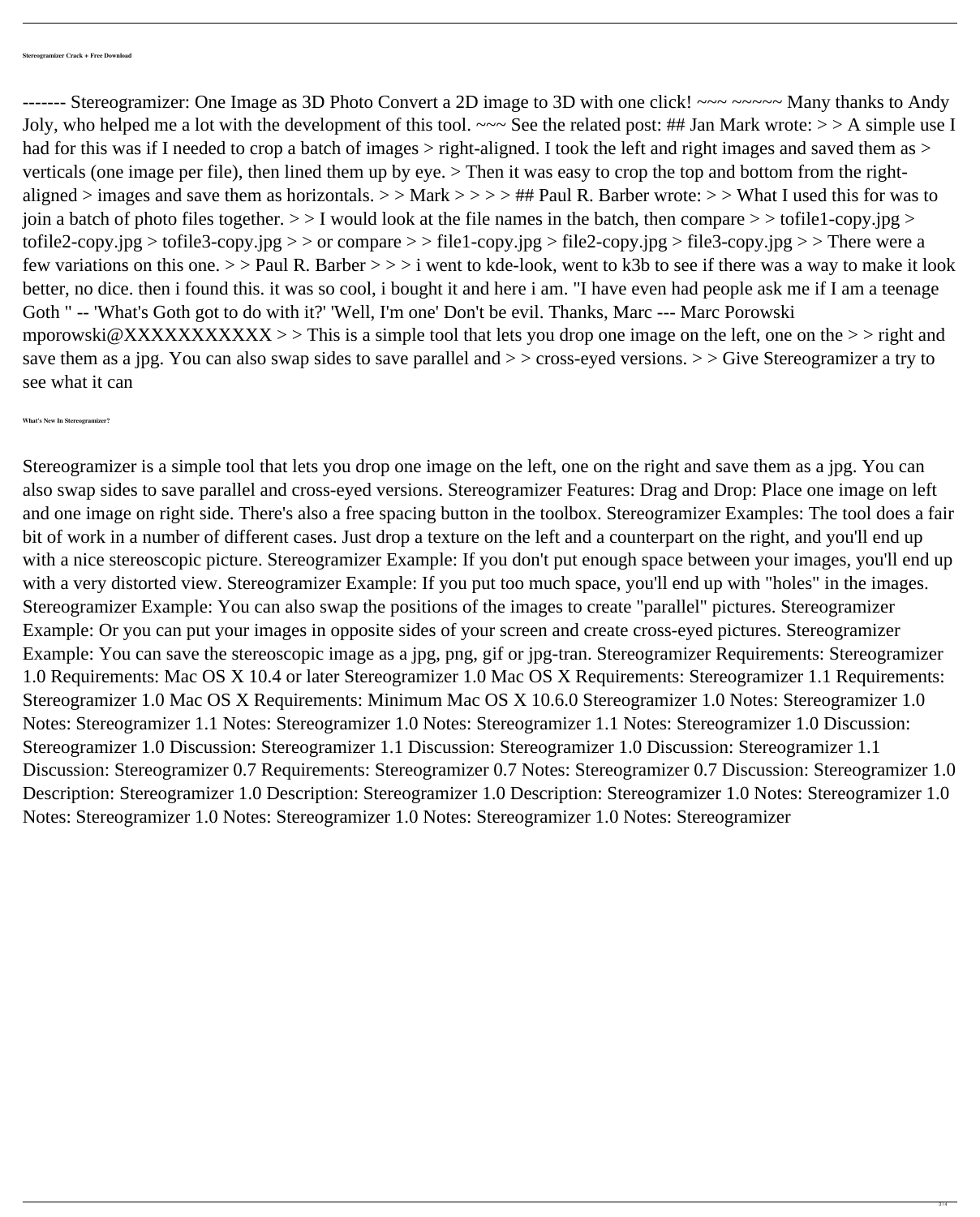#### Stereogramizer Crack + Free Download

------- Stereogramizer: One Image as 3D Photo Convert a 2D image to 3D with one click! ~~~ ~~~~~ Many thanks to Andy Joly, who helped me a lot with the development of this tool. ~~~ See the related post: ## Jan Mark wrote: > > A simple use I had for this was if I needed to crop a batch of images > right-aligned. I took the left and right images and saved them as > verticals (one image per file), then lined them up by eye. > Then it was easy to crop the top and bottom from the right-aligned > images and save them as horizontals. > > Mark > > > > ## Paul R. Barber wrote: > > What I used this for was to join a batch of photo files together. > > I would look at the file names in the batch, then compare > > tofile1-copy.jpg > tofile2-copy.jpg > tofile3-copy.jpg > > or compare > > file1-copy.jpg > file2-copy.jpg > file3-copy.jpg > > There were a few variations on this one. > > Paul R. Barber > > > i went to kde-look, went to k3b to see if there was a way to make it look better, no dice. then i found this. it was so cool, i bought it and here i am. "I have even had people ask me if I am a teenage Goth " -- 'What's Goth got to do with it?' 'Well, I'm one' Don't be evil. Thanks, Marc --- Marc Porowski mporowski@XXXXXXXXXXX > > This is a simple tool that lets you drop one image on the left, one on the > > right and save them as a jpg. You can also swap sides to save parallel and > > cross-eyed versions. > > Give Stereogramizer a try to see what it can

#### What's New In Stereogramizer?

Stereogramizer is a simple tool that lets you drop one image on the left, one on the right and save them as a jpg. You can also swap sides to save parallel and cross-eyed versions. Stereogramizer Features: Drag and Drop: Place one image on left and one image on right side. There's also a free spacing button in the toolbox. Stereogramizer Examples: The tool does a fair bit of work in a number of different cases. Just drop a texture on the left and a counterpart on the right, and you'll end up with a nice stereoscopic picture. Stereogramizer Example: If you don't put enough space between your images, you'll end up with a very distorted view. Stereogramizer Example: If you put too much space, you'll end up with "holes" in the images. Stereogramizer Example: You can also swap the positions of the images to create "parallel" pictures. Stereogramizer Example: Or you can put your images in opposite sides of your screen and create cross-eyed pictures. Stereogramizer Example: You can save the stereoscopic image as a jpg, png, gif or jpg-tran. Stereogramizer Requirements: Stereogramizer 1.0 Requirements: Mac OS X 10.4 or later Stereogramizer 1.0 Mac OS X Requirements: Stereogramizer 1.1 Requirements: Stereogramizer 1.0 Mac OS X Requirements: Minimum Mac OS X 10.6.0 Stereogramizer 1.0 Notes: Stereogramizer 1.0 Notes: Stereogramizer 1.1 Notes: Stereogramizer 1.0 Notes: Stereogramizer 1.1 Notes: Stereogramizer 1.0 Discussion: Stereogramizer 1.0 Discussion: Stereogramizer 1.1 Discussion: Stereogramizer 1.0 Discussion: Stereogramizer 1.1 Discussion: Stereogramizer 0.7 Requirements: Stereogramizer 0.7 Notes: Stereogramizer 0.7 Discussion: Stereogramizer 1.0 Description: Stereogramizer 1.0 Description: Stereogramizer 1.0 Description: Stereogramizer 1.0 Notes: Stereogramizer 1.0 Notes: Stereogramizer 1.0 Notes: Stereogramizer 1.0 Notes: Stereogramizer 1.0 Notes: Stereogramizer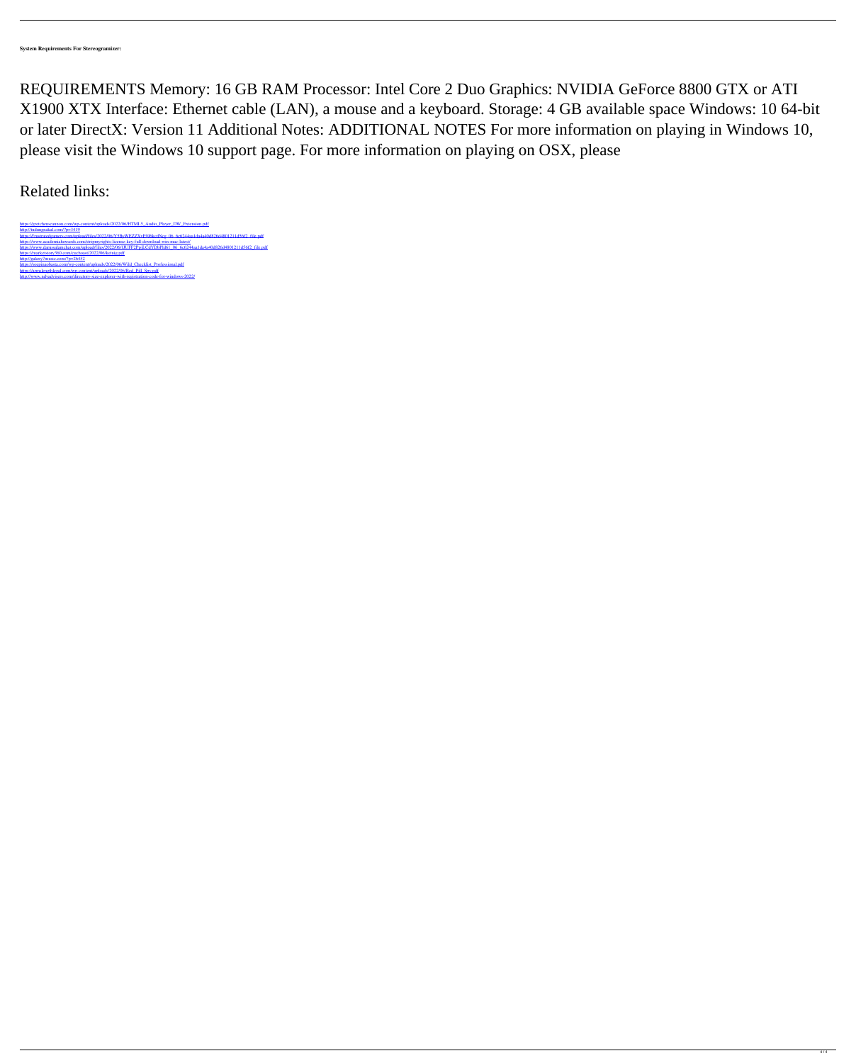**System Requirements For Stereogramizer:**

REQUIREMENTS Memory: 16 GB RAM Processor: Intel Core 2 Duo Graphics: NVIDIA GeForce 8800 GTX or ATI X1900 XTX Interface: Ethernet cable (LAN), a mouse and a keyboard. Storage: 4 GB available space Windows: 10 64-bit or later DirectX: Version 11 Additional Notes: ADDITIONAL NOTES For more information on playing in Windows 10, please visit the Windows 10 support page. For more information on playing on OSX, please

Related links:

https://gretchenscannon.com/wp-content/uploads/2022/06/HTML5_Audio_Player_DW_Extension.pdf
http://tudungnakal.com/?p=3419
https://frustratedgamers.com/upload/files/2022/06/Y5BcWEZZXeE0I6kodNcg_06_6c6244aa1da4a40d826d480121 1d56f2_file.pdf
https://www.academiahowards.com/originrights-license-key-full-download-win-mac-latest/
https://www.darussalamchat.com/upload/files/2022/06/OUFF2PpjLCdYD6PId61_06_6c6244aa1da4a40d826d480121 1d56f2_file.pdf
https://marketstory360.com/cuchoast/2022/06/keinig.pdf
http://galaxy7music.com/?p=26452
https://sorpinaobasta.com/wp-content/uploads/2022/06/Wild_Checklist_Professional.pdf
https://nimalanathlegal.com/wp-content/uploads/2022/06/Red_Pill_Spy.pdf
http://www.nalvaadvisers.com/directory-size-explorer-with-registration-code-for-windows-2022/